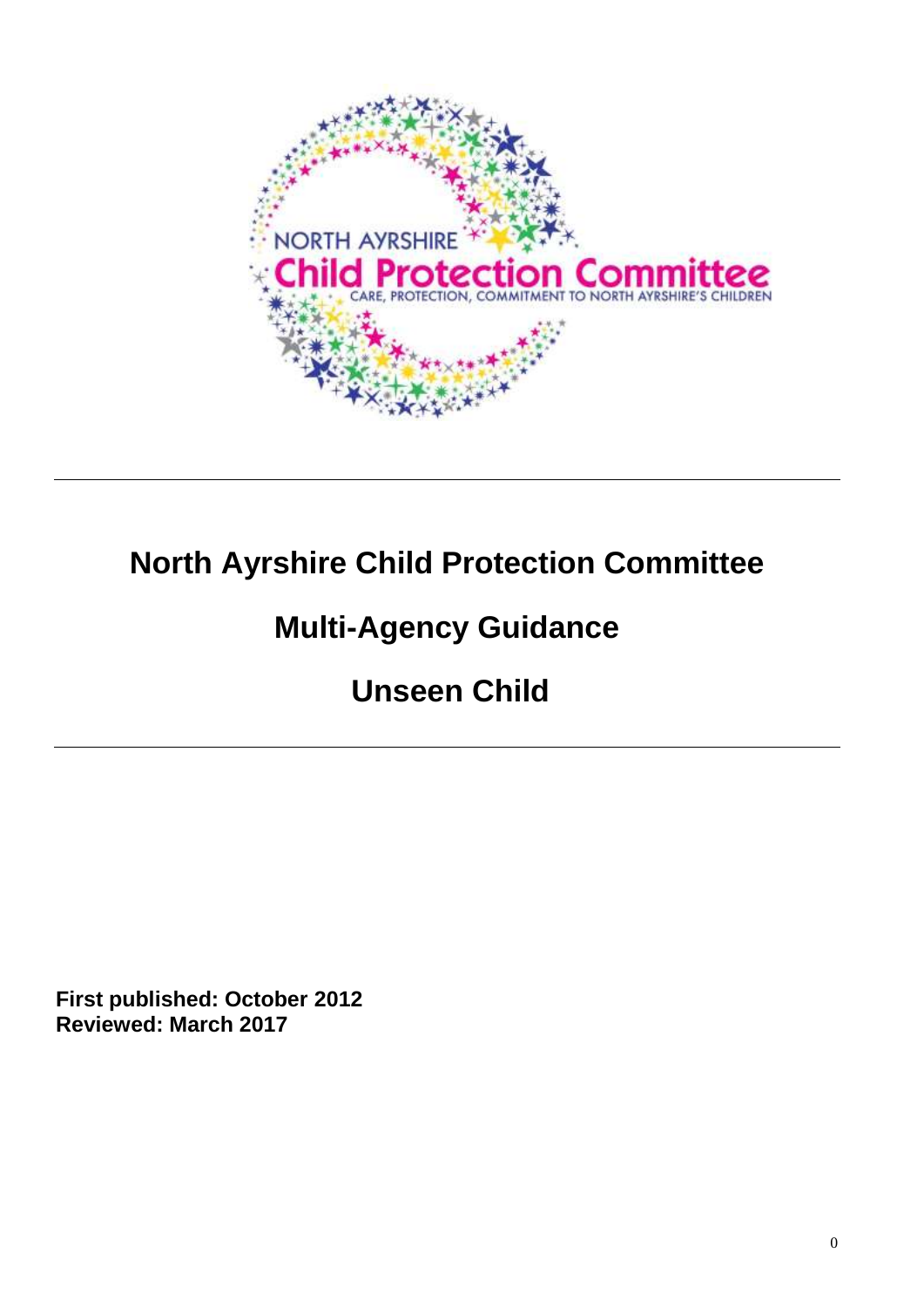NORTH AYRSHIRE

Child Protection Committee

CARE, PROTECTION, COMMITMENT TO NORTH AYRSHIRE'S CHILDREN

---

# North Ayrshire Child Protection Committee

# Multi-Agency Guidance

# Unseen Child

---

**First published: October 2012**
**Reviewed: March 2017**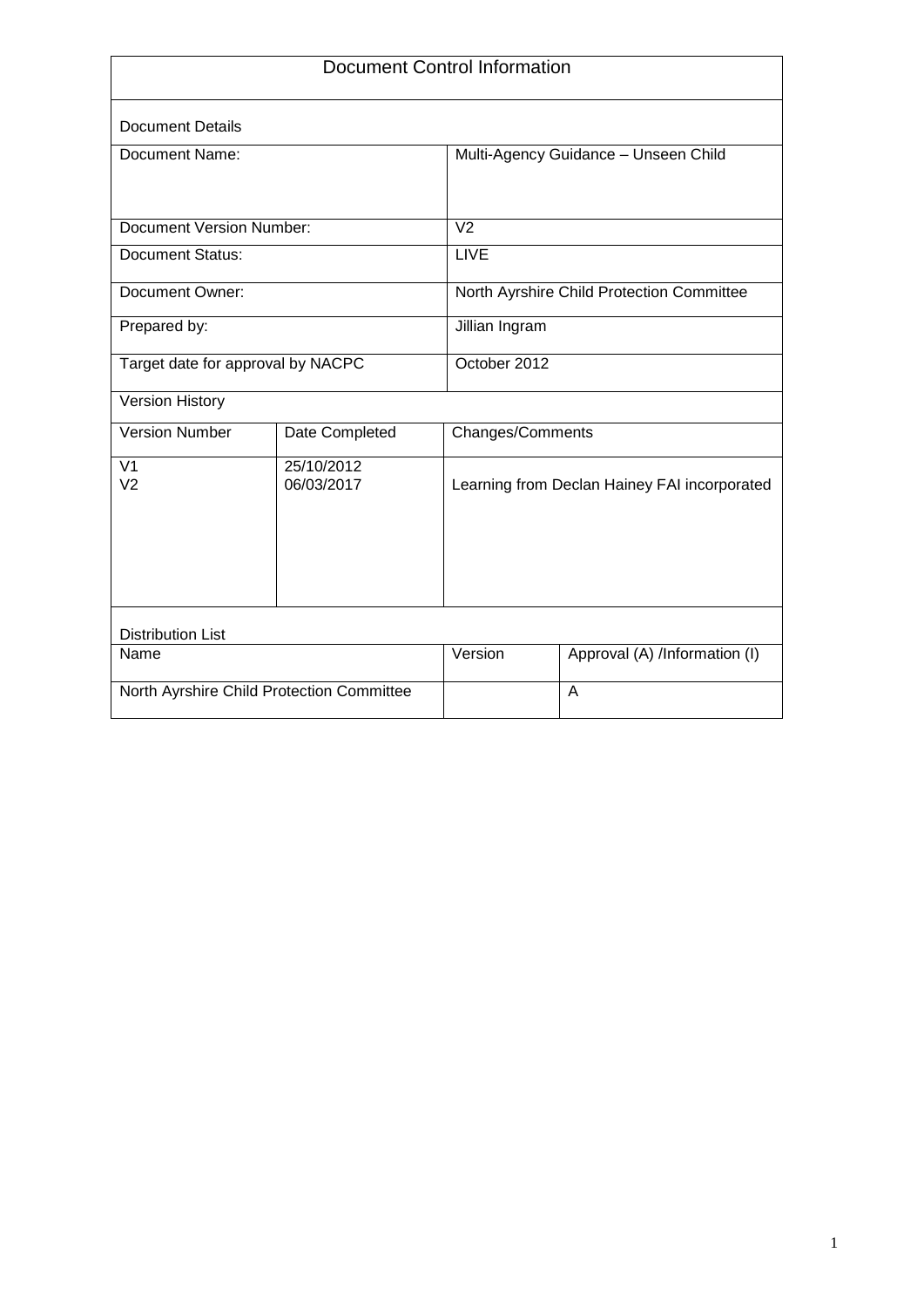# Document Control Information

| Document Details | | | |
|---|---|---|---|
| Document Name: | | Multi-Agency Guidance – Unseen Child | |
| Document Version Number: | | V2 | |
| Document Status: | | LIVE | |
| Document Owner: | | North Ayrshire Child Protection Committee | |
| Prepared by: | | Jillian Ingram | |
| Target date for approval by NACPC | | October 2012 | |

| Version History | | |
|---|---|---|
| Version Number | Date Completed | Changes/Comments |
| V1<br>V2 | 25/10/2012<br>06/03/2017 | Learning from Declan Hainey FAI incorporated |

| Distribution List | | |
|---|---|---|
| Name | Version | Approval (A) /Information (I) |
| North Ayrshire Child Protection Committee | | A |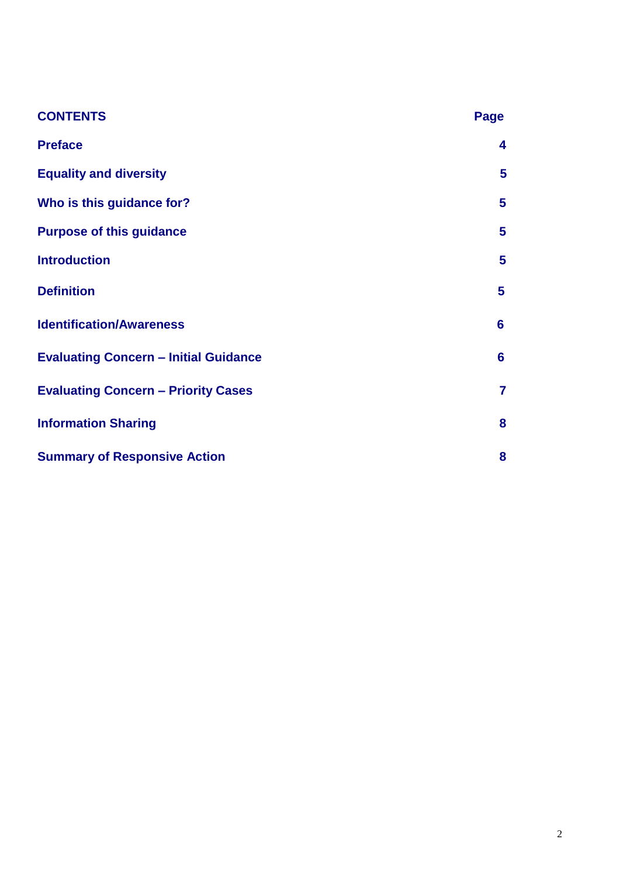| CONTENTS | Page |
|---|---|
| **Preface** | **4** |
| **Equality and diversity** | **5** |
| **Who is this guidance for?** | **5** |
| **Purpose of this guidance** | **5** |
| **Introduction** | **5** |
| **Definition** | **5** |
| **Identification/Awareness** | **6** |
| **Evaluating Concern – Initial Guidance** | **6** |
| **Evaluating Concern – Priority Cases** | **7** |
| **Information Sharing** | **8** |
| **Summary of Responsive Action** | **8** |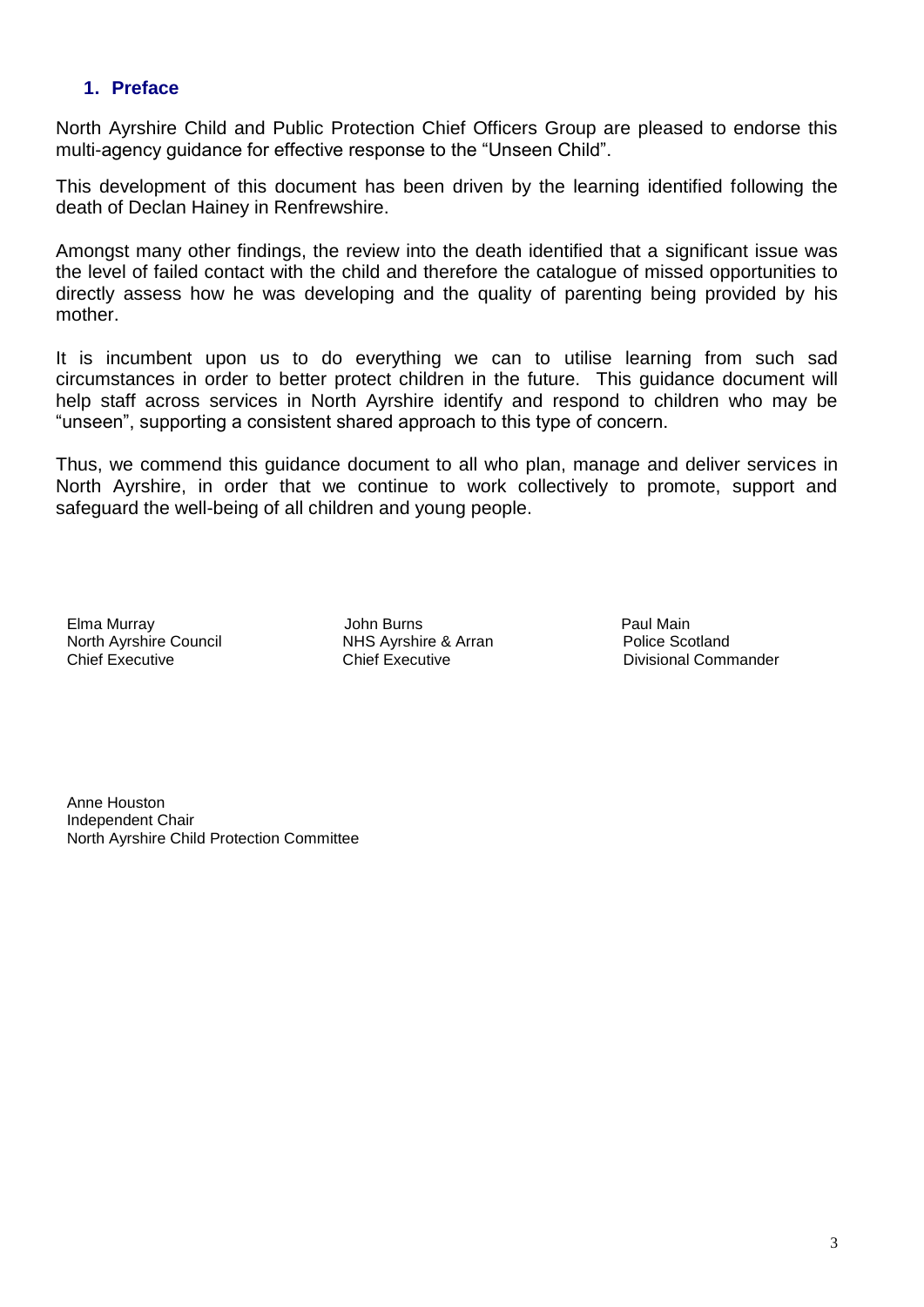## 1. Preface

North Ayrshire Child and Public Protection Chief Officers Group are pleased to endorse this multi-agency guidance for effective response to the "Unseen Child".

This development of this document has been driven by the learning identified following the death of Declan Hainey in Renfrewshire.

Amongst many other findings, the review into the death identified that a significant issue was the level of failed contact with the child and therefore the catalogue of missed opportunities to directly assess how he was developing and the quality of parenting being provided by his mother.

It is incumbent upon us to do everything we can to utilise learning from such sad circumstances in order to better protect children in the future. This guidance document will help staff across services in North Ayrshire identify and respond to children who may be "unseen", supporting a consistent shared approach to this type of concern.

Thus, we commend this guidance document to all who plan, manage and deliver services in North Ayrshire, in order that we continue to work collectively to promote, support and safeguard the well-being of all children and young people.

Elma Murray
North Ayrshire Council
Chief Executive

John Burns
NHS Ayrshire & Arran
Chief Executive

Paul Main
Police Scotland
Divisional Commander

Anne Houston
Independent Chair
North Ayrshire Child Protection Committee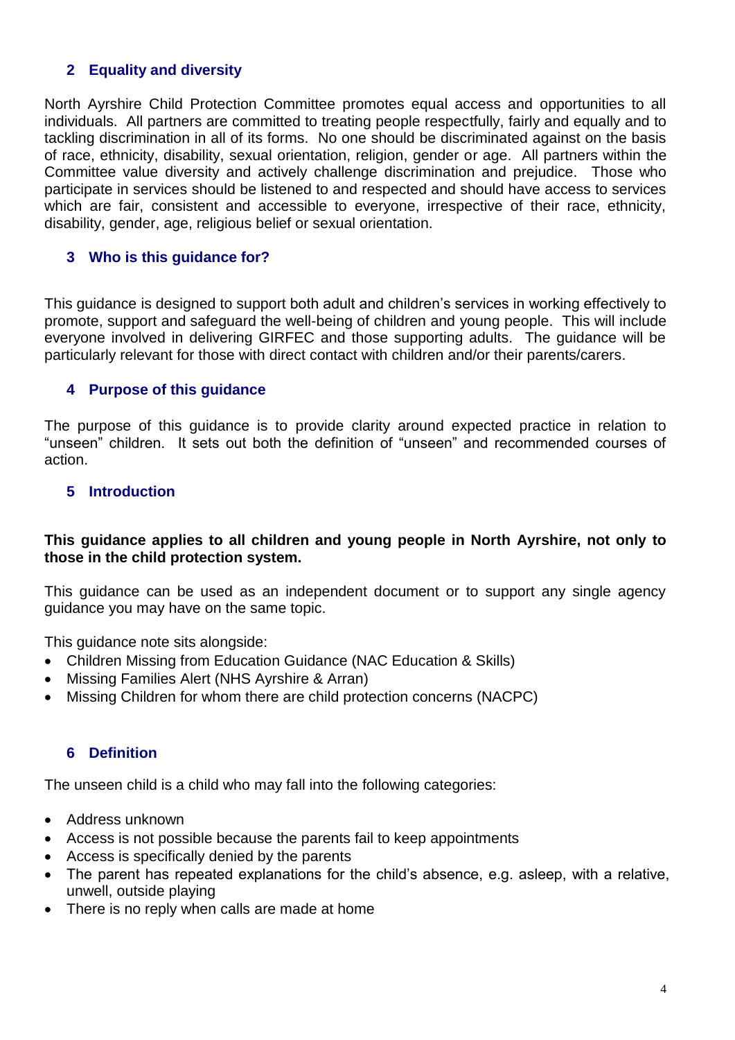## 2 Equality and diversity

North Ayrshire Child Protection Committee promotes equal access and opportunities to all individuals. All partners are committed to treating people respectfully, fairly and equally and to tackling discrimination in all of its forms. No one should be discriminated against on the basis of race, ethnicity, disability, sexual orientation, religion, gender or age. All partners within the Committee value diversity and actively challenge discrimination and prejudice. Those who participate in services should be listened to and respected and should have access to services which are fair, consistent and accessible to everyone, irrespective of their race, ethnicity, disability, gender, age, religious belief or sexual orientation.

## 3 Who is this guidance for?

This guidance is designed to support both adult and children's services in working effectively to promote, support and safeguard the well-being of children and young people. This will include everyone involved in delivering GIRFEC and those supporting adults. The guidance will be particularly relevant for those with direct contact with children and/or their parents/carers.

## 4 Purpose of this guidance

The purpose of this guidance is to provide clarity around expected practice in relation to "unseen" children. It sets out both the definition of "unseen" and recommended courses of action.

## 5 Introduction

**This guidance applies to all children and young people in North Ayrshire, not only to those in the child protection system.**

This guidance can be used as an independent document or to support any single agency guidance you may have on the same topic.

This guidance note sits alongside:

- Children Missing from Education Guidance (NAC Education & Skills)
- Missing Families Alert (NHS Ayrshire & Arran)
- Missing Children for whom there are child protection concerns (NACPC)

## 6 Definition

The unseen child is a child who may fall into the following categories:

- Address unknown
- Access is not possible because the parents fail to keep appointments
- Access is specifically denied by the parents
- The parent has repeated explanations for the child's absence, e.g. asleep, with a relative, unwell, outside playing
- There is no reply when calls are made at home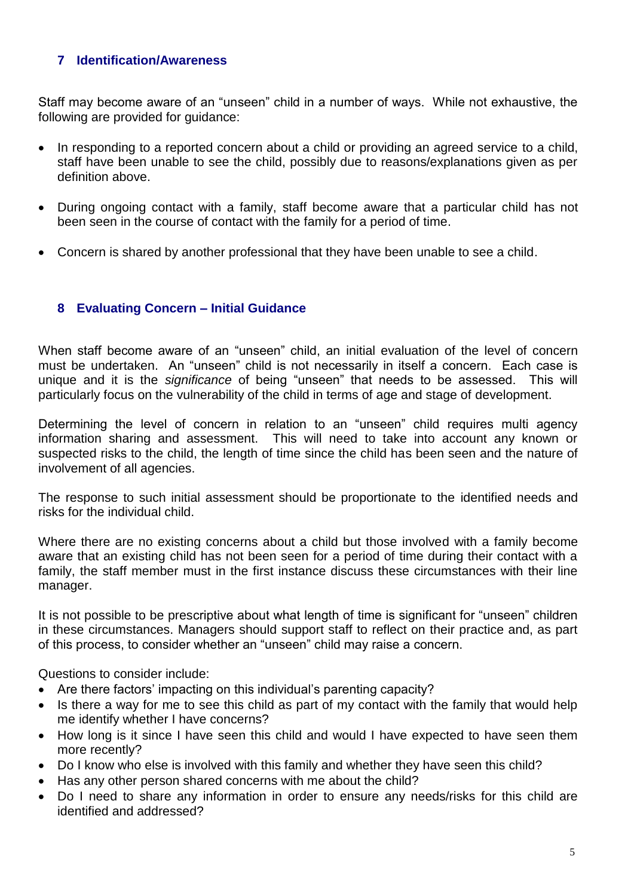## 7 Identification/Awareness

Staff may become aware of an "unseen" child in a number of ways. While not exhaustive, the following are provided for guidance:

- In responding to a reported concern about a child or providing an agreed service to a child, staff have been unable to see the child, possibly due to reasons/explanations given as per definition above.
- During ongoing contact with a family, staff become aware that a particular child has not been seen in the course of contact with the family for a period of time.
- Concern is shared by another professional that they have been unable to see a child.

## 8 Evaluating Concern – Initial Guidance

When staff become aware of an "unseen" child, an initial evaluation of the level of concern must be undertaken. An "unseen" child is not necessarily in itself a concern. Each case is unique and it is the *significance* of being "unseen" that needs to be assessed. This will particularly focus on the vulnerability of the child in terms of age and stage of development.

Determining the level of concern in relation to an "unseen" child requires multi agency information sharing and assessment. This will need to take into account any known or suspected risks to the child, the length of time since the child has been seen and the nature of involvement of all agencies.

The response to such initial assessment should be proportionate to the identified needs and risks for the individual child.

Where there are no existing concerns about a child but those involved with a family become aware that an existing child has not been seen for a period of time during their contact with a family, the staff member must in the first instance discuss these circumstances with their line manager.

It is not possible to be prescriptive about what length of time is significant for "unseen" children in these circumstances. Managers should support staff to reflect on their practice and, as part of this process, to consider whether an "unseen" child may raise a concern.

Questions to consider include:

- Are there factors' impacting on this individual's parenting capacity?
- Is there a way for me to see this child as part of my contact with the family that would help me identify whether I have concerns?
- How long is it since I have seen this child and would I have expected to have seen them more recently?
- Do I know who else is involved with this family and whether they have seen this child?
- Has any other person shared concerns with me about the child?
- Do I need to share any information in order to ensure any needs/risks for this child are identified and addressed?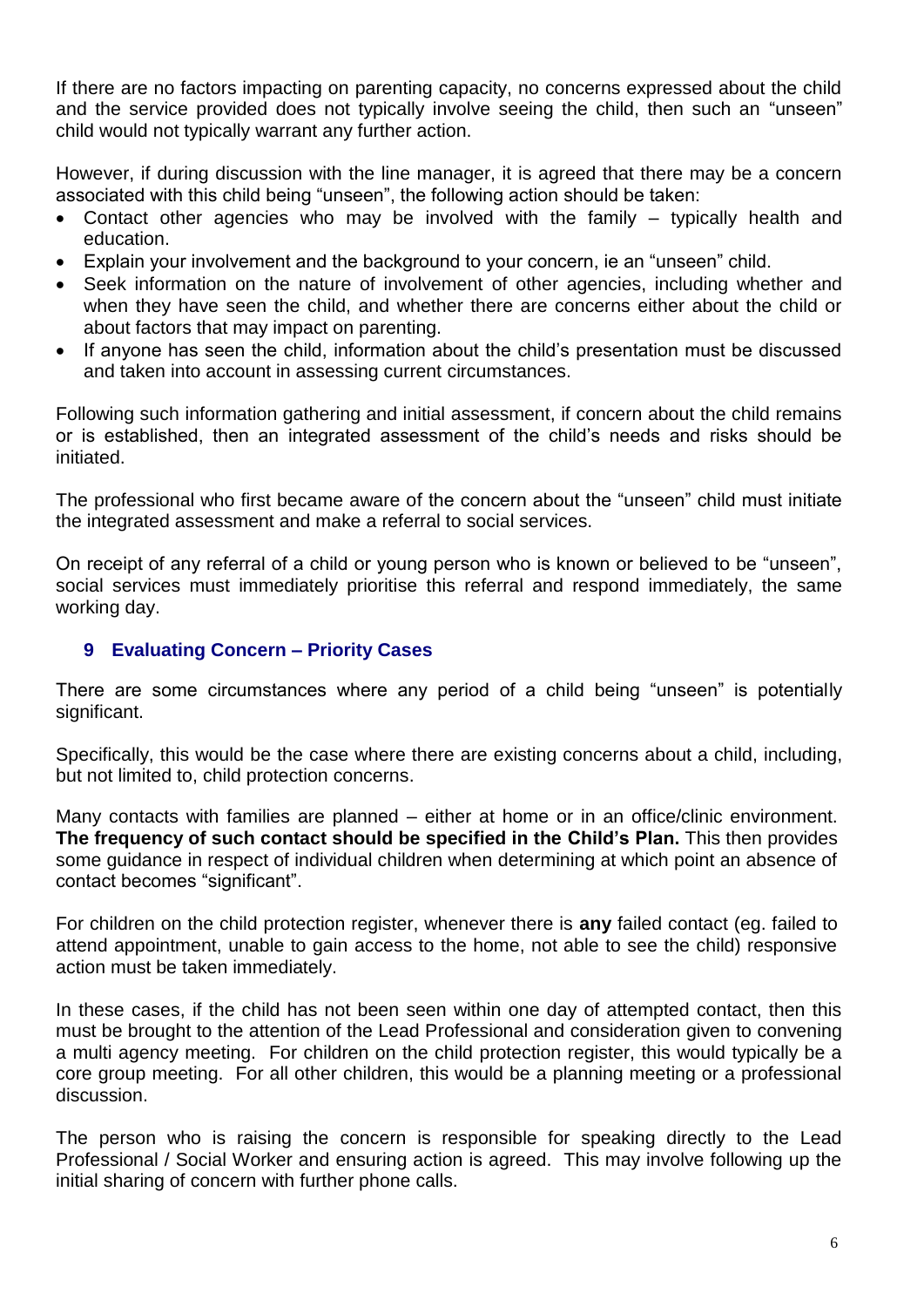If there are no factors impacting on parenting capacity, no concerns expressed about the child and the service provided does not typically involve seeing the child, then such an "unseen" child would not typically warrant any further action.

However, if during discussion with the line manager, it is agreed that there may be a concern associated with this child being "unseen", the following action should be taken:

- Contact other agencies who may be involved with the family – typically health and education.
- Explain your involvement and the background to your concern, ie an "unseen" child.
- Seek information on the nature of involvement of other agencies, including whether and when they have seen the child, and whether there are concerns either about the child or about factors that may impact on parenting.
- If anyone has seen the child, information about the child's presentation must be discussed and taken into account in assessing current circumstances.

Following such information gathering and initial assessment, if concern about the child remains or is established, then an integrated assessment of the child's needs and risks should be initiated.

The professional who first became aware of the concern about the "unseen" child must initiate the integrated assessment and make a referral to social services.

On receipt of any referral of a child or young person who is known or believed to be "unseen", social services must immediately prioritise this referral and respond immediately, the same working day.

## 9 Evaluating Concern – Priority Cases

There are some circumstances where any period of a child being "unseen" is potentially significant.

Specifically, this would be the case where there are existing concerns about a child, including, but not limited to, child protection concerns.

Many contacts with families are planned – either at home or in an office/clinic environment. **The frequency of such contact should be specified in the Child's Plan.** This then provides some guidance in respect of individual children when determining at which point an absence of contact becomes "significant".

For children on the child protection register, whenever there is **any** failed contact (eg. failed to attend appointment, unable to gain access to the home, not able to see the child) responsive action must be taken immediately.

In these cases, if the child has not been seen within one day of attempted contact, then this must be brought to the attention of the Lead Professional and consideration given to convening a multi agency meeting. For children on the child protection register, this would typically be a core group meeting. For all other children, this would be a planning meeting or a professional discussion.

The person who is raising the concern is responsible for speaking directly to the Lead Professional / Social Worker and ensuring action is agreed. This may involve following up the initial sharing of concern with further phone calls.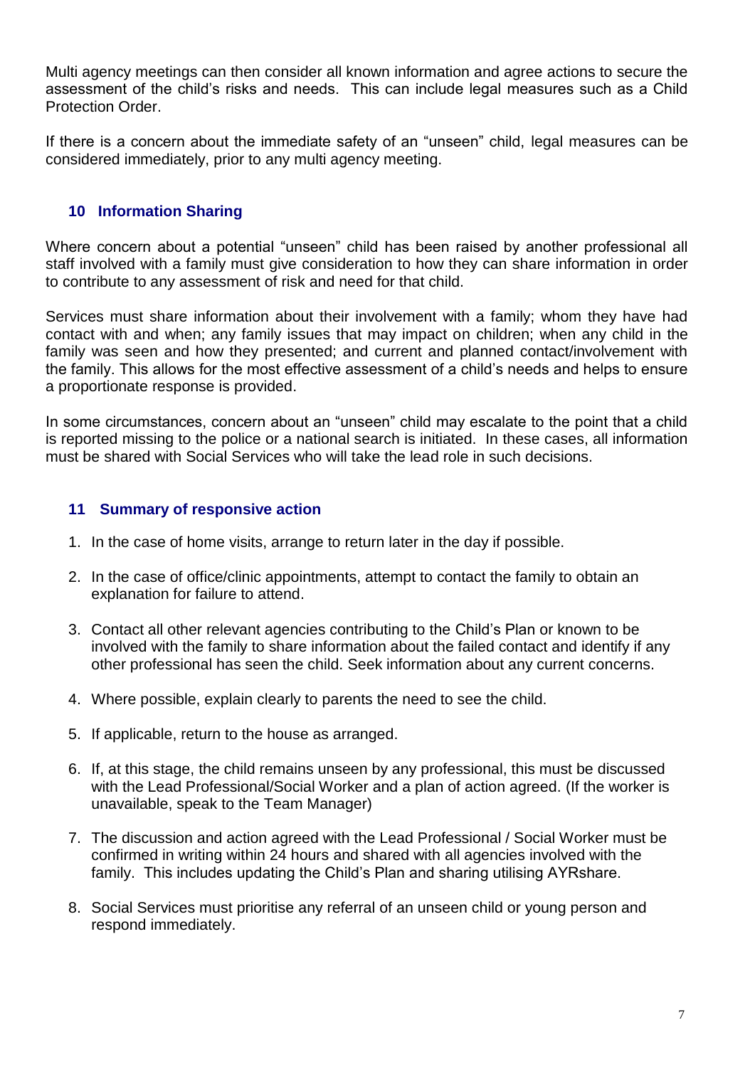Multi agency meetings can then consider all known information and agree actions to secure the assessment of the child's risks and needs. This can include legal measures such as a Child Protection Order.

If there is a concern about the immediate safety of an "unseen" child, legal measures can be considered immediately, prior to any multi agency meeting.

## 10 Information Sharing

Where concern about a potential "unseen" child has been raised by another professional all staff involved with a family must give consideration to how they can share information in order to contribute to any assessment of risk and need for that child.

Services must share information about their involvement with a family; whom they have had contact with and when; any family issues that may impact on children; when any child in the family was seen and how they presented; and current and planned contact/involvement with the family. This allows for the most effective assessment of a child's needs and helps to ensure a proportionate response is provided.

In some circumstances, concern about an "unseen" child may escalate to the point that a child is reported missing to the police or a national search is initiated. In these cases, all information must be shared with Social Services who will take the lead role in such decisions.

## 11 Summary of responsive action

1. In the case of home visits, arrange to return later in the day if possible.
2. In the case of office/clinic appointments, attempt to contact the family to obtain an explanation for failure to attend.
3. Contact all other relevant agencies contributing to the Child's Plan or known to be involved with the family to share information about the failed contact and identify if any other professional has seen the child. Seek information about any current concerns.
4. Where possible, explain clearly to parents the need to see the child.
5. If applicable, return to the house as arranged.
6. If, at this stage, the child remains unseen by any professional, this must be discussed with the Lead Professional/Social Worker and a plan of action agreed. (If the worker is unavailable, speak to the Team Manager)
7. The discussion and action agreed with the Lead Professional / Social Worker must be confirmed in writing within 24 hours and shared with all agencies involved with the family. This includes updating the Child's Plan and sharing utilising AYRshare.
8. Social Services must prioritise any referral of an unseen child or young person and respond immediately.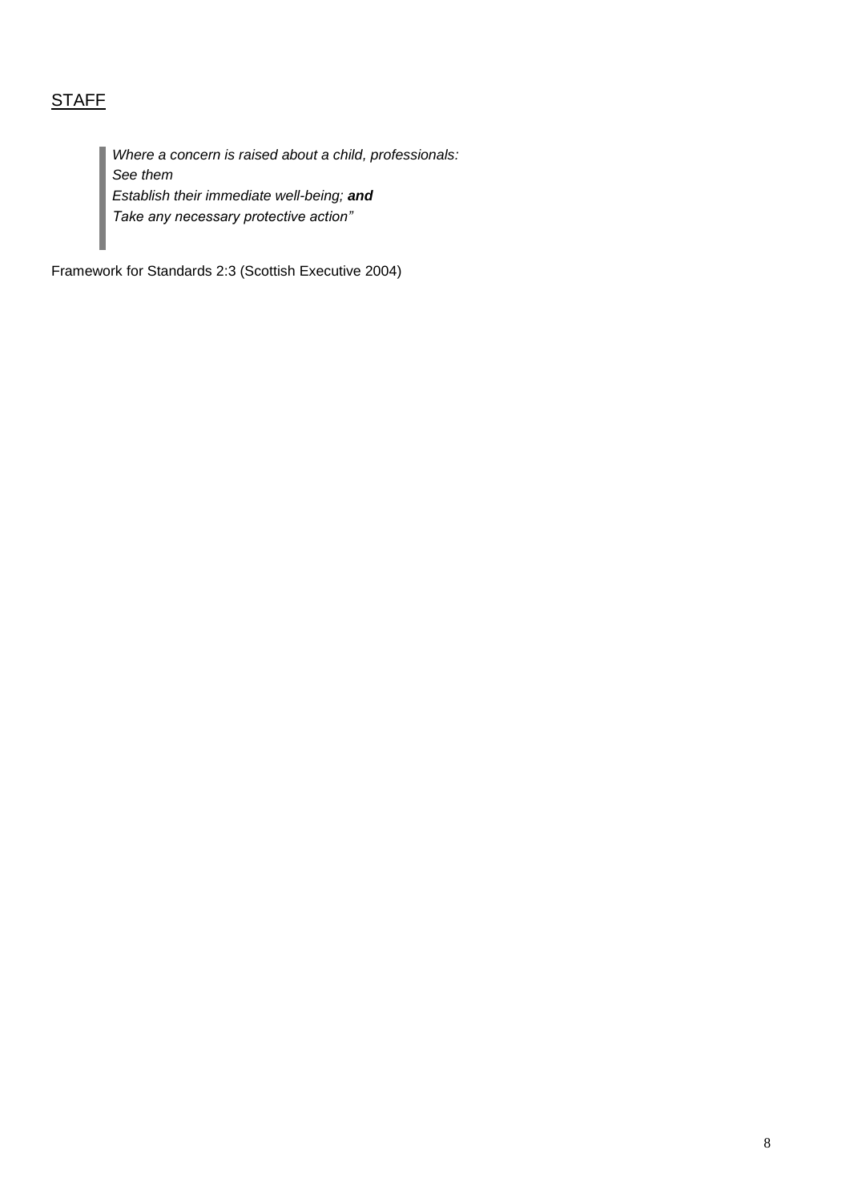## STAFF

> *Where a concern is raised about a child, professionals:*
> *See them*
> *Establish their immediate well-being; **and***
> *Take any necessary protective action"*

Framework for Standards 2:3 (Scottish Executive 2004)